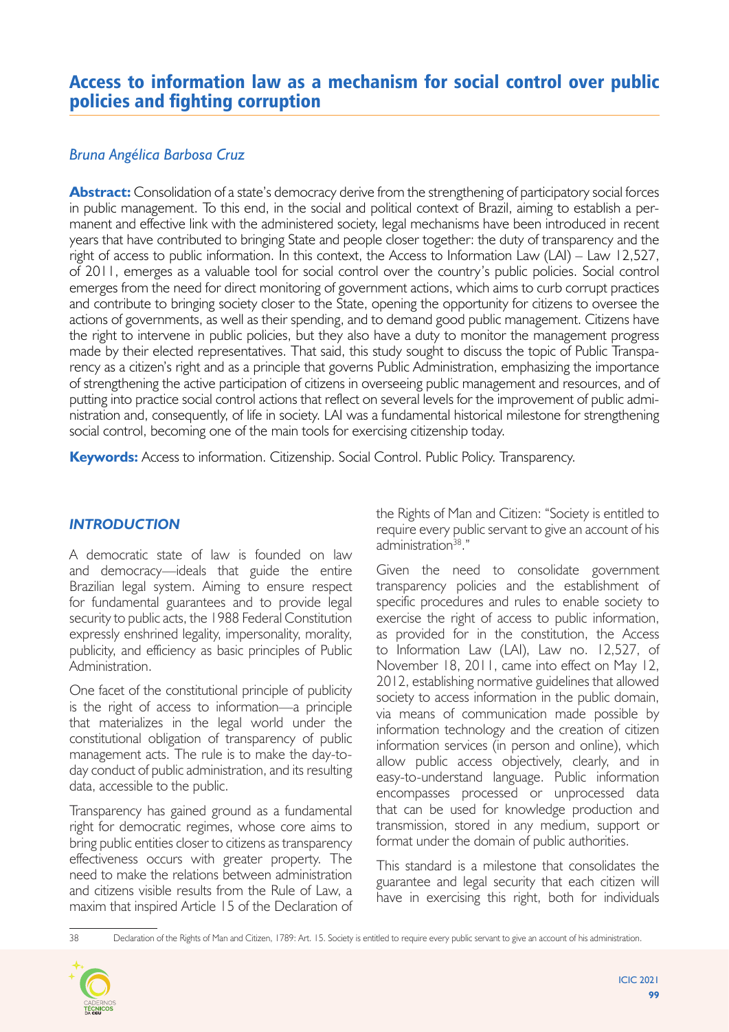# Access to information law as a mechanism for social control over public policies and fighting corruption

*Bruna Angélica Barbosa Cruz*

**Abstract:** Consolidation of a state's democracy derive from the strengthening of participatory social forces in public management. To this end, in the social and political context of Brazil, aiming to establish a permanent and effective link with the administered society, legal mechanisms have been introduced in recent years that have contributed to bringing State and people closer together: the duty of transparency and the right of access to public information. In this context, the Access to Information Law (LAI) – Law 12,527, of 2011, emerges as a valuable tool for social control over the country's public policies. Social control emerges from the need for direct monitoring of government actions, which aims to curb corrupt practices and contribute to bringing society closer to the State, opening the opportunity for citizens to oversee the actions of governments, as well as their spending, and to demand good public management. Citizens have the right to intervene in public policies, but they also have a duty to monitor the management progress made by their elected representatives. That said, this study sought to discuss the topic of Public Transparency as a citizen's right and as a principle that governs Public Administration, emphasizing the importance of strengthening the active participation of citizens in overseeing public management and resources, and of putting into practice social control actions that reflect on several levels for the improvement of public administration and, consequently, of life in society. LAI was a fundamental historical milestone for strengthening social control, becoming one of the main tools for exercising citizenship today.

**Keywords:** Access to information. Citizenship. Social Control. Public Policy. Transparency.

## *INTRODUCTION*

A democratic state of law is founded on law and democracy—ideals that guide the entire Brazilian legal system. Aiming to ensure respect for fundamental guarantees and to provide legal security to public acts, the 1988 Federal Constitution expressly enshrined legality, impersonality, morality, publicity, and efficiency as basic principles of Public Administration.

One facet of the constitutional principle of publicity is the right of access to information—a principle that materializes in the legal world under the constitutional obligation of transparency of public management acts. The rule is to make the day-to-day conduct of public administration, and its resulting data, accessible to the public.

Transparency has gained ground as a fundamental right for democratic regimes, whose core aims to bring public entities closer to citizens as transparency effectiveness occurs with greater property. The need to make the relations between administration and citizens visible results from the Rule of Law, a maxim that inspired Article 15 of the Declaration of the Rights of Man and Citizen: "Society is entitled to require every public servant to give an account of his administration[38]."

Given the need to consolidate government transparency policies and the establishment of specific procedures and rules to enable society to exercise the right of access to public information, as provided for in the constitution, the Access to Information Law (LAI), Law no. 12,527, of November 18, 2011, came into effect on May 12, 2012, establishing normative guidelines that allowed society to access information in the public domain, via means of communication made possible by information technology and the creation of citizen information services (in person and online), which allow public access objectively, clearly, and in easy-to-understand language. Public information encompasses processed or unprocessed data that can be used for knowledge production and transmission, stored in any medium, support or format under the domain of public authorities.

This standard is a milestone that consolidates the guarantee and legal security that each citizen will have in exercising this right, both for individuals

38 Declaration of the Rights of Man and Citizen, 1789: Art. 15. Society is entitled to require every public servant to give an account of his administration.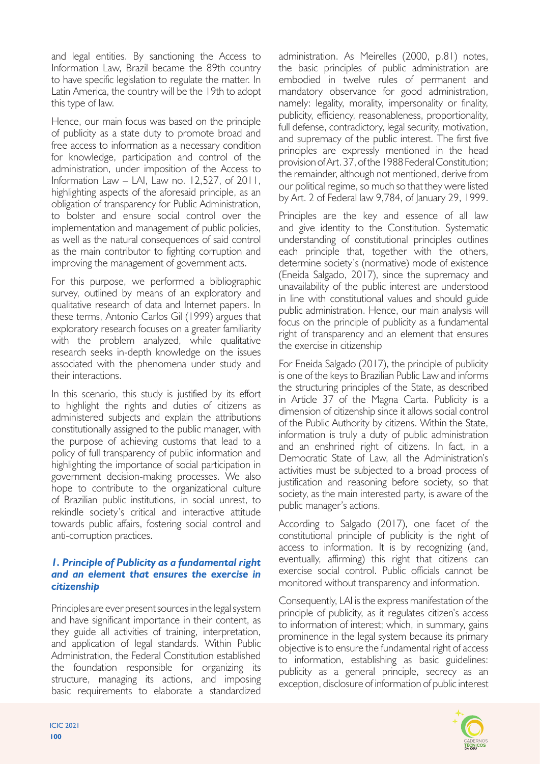and legal entities. By sanctioning the Access to Information Law, Brazil became the 89th country to have specific legislation to regulate the matter. In Latin America, the country will be the 19th to adopt this type of law.

Hence, our main focus was based on the principle of publicity as a state duty to promote broad and free access to information as a necessary condition for knowledge, participation and control of the administration, under imposition of the Access to Information Law – LAI, Law no. 12,527, of 2011, highlighting aspects of the aforesaid principle, as an obligation of transparency for Public Administration, to bolster and ensure social control over the implementation and management of public policies, as well as the natural consequences of said control as the main contributor to fighting corruption and improving the management of government acts.

For this purpose, we performed a bibliographic survey, outlined by means of an exploratory and qualitative research of data and Internet papers. In these terms, Antonio Carlos Gil (1999) argues that exploratory research focuses on a greater familiarity with the problem analyzed, while qualitative research seeks in-depth knowledge on the issues associated with the phenomena under study and their interactions.

In this scenario, this study is justified by its effort to highlight the rights and duties of citizens as administered subjects and explain the attributions constitutionally assigned to the public manager, with the purpose of achieving customs that lead to a policy of full transparency of public information and highlighting the importance of social participation in government decision-making processes. We also hope to contribute to the organizational culture of Brazilian public institutions, in social unrest, to rekindle society's critical and interactive attitude towards public affairs, fostering social control and anti-corruption practices.

## *1. Principle of Publicity as a fundamental right and an element that ensures the exercise in citizenship*

Principles are ever present sources in the legal system and have significant importance in their content, as they guide all activities of training, interpretation, and application of legal standards. Within Public Administration, the Federal Constitution established the foundation responsible for organizing its structure, managing its actions, and imposing basic requirements to elaborate a standardized administration. As Meirelles (2000, p.81) notes, the basic principles of public administration are embodied in twelve rules of permanent and mandatory observance for good administration, namely: legality, morality, impersonality or finality, publicity, efficiency, reasonableness, proportionality, full defense, contradictory, legal security, motivation, and supremacy of the public interest. The first five principles are expressly mentioned in the head provision of Art. 37, of the 1988 Federal Constitution; the remainder, although not mentioned, derive from our political regime, so much so that they were listed by Art. 2 of Federal law 9,784, of January 29, 1999.

Principles are the key and essence of all law and give identity to the Constitution. Systematic understanding of constitutional principles outlines each principle that, together with the others, determine society's (normative) mode of existence (Eneida Salgado, 2017), since the supremacy and unavailability of the public interest are understood in line with constitutional values and should guide public administration. Hence, our main analysis will focus on the principle of publicity as a fundamental right of transparency and an element that ensures the exercise in citizenship

For Eneida Salgado (2017), the principle of publicity is one of the keys to Brazilian Public Law and informs the structuring principles of the State, as described in Article 37 of the Magna Carta. Publicity is a dimension of citizenship since it allows social control of the Public Authority by citizens. Within the State, information is truly a duty of public administration and an enshrined right of citizens. In fact, in a Democratic State of Law, all the Administration's activities must be subjected to a broad process of justification and reasoning before society, so that society, as the main interested party, is aware of the public manager's actions.

According to Salgado (2017), one facet of the constitutional principle of publicity is the right of access to information. It is by recognizing (and, eventually, affirming) this right that citizens can exercise social control. Public officials cannot be monitored without transparency and information.

Consequently, LAI is the express manifestation of the principle of publicity, as it regulates citizen's access to information of interest; which, in summary, gains prominence in the legal system because its primary objective is to ensure the fundamental right of access to information, establishing as basic guidelines: publicity as a general principle, secrecy as an exception, disclosure of information of public interest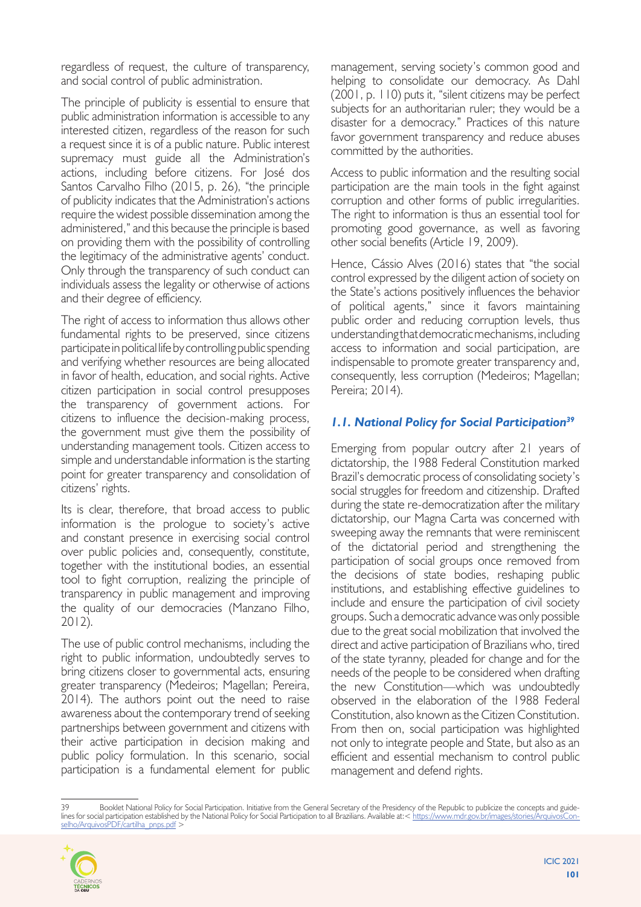regardless of request, the culture of transparency, and social control of public administration.

The principle of publicity is essential to ensure that public administration information is accessible to any interested citizen, regardless of the reason for such a request since it is of a public nature. Public interest supremacy must guide all the Administration's actions, including before citizens. For José dos Santos Carvalho Filho (2015, p. 26), "the principle of publicity indicates that the Administration's actions require the widest possible dissemination among the administered," and this because the principle is based on providing them with the possibility of controlling the legitimacy of the administrative agents' conduct. Only through the transparency of such conduct can individuals assess the legality or otherwise of actions and their degree of efficiency.

The right of access to information thus allows other fundamental rights to be preserved, since citizens participate in political life by controlling public spending and verifying whether resources are being allocated in favor of health, education, and social rights. Active citizen participation in social control presupposes the transparency of government actions. For citizens to influence the decision-making process, the government must give them the possibility of understanding management tools. Citizen access to simple and understandable information is the starting point for greater transparency and consolidation of citizens' rights.

Its is clear, therefore, that broad access to public information is the prologue to society's active and constant presence in exercising social control over public policies and, consequently, constitute, together with the institutional bodies, an essential tool to fight corruption, realizing the principle of transparency in public management and improving the quality of our democracies (Manzano Filho, 2012).

The use of public control mechanisms, including the right to public information, undoubtedly serves to bring citizens closer to governmental acts, ensuring greater transparency (Medeiros; Magellan; Pereira, 2014). The authors point out the need to raise awareness about the contemporary trend of seeking partnerships between government and citizens with their active participation in decision making and public policy formulation. In this scenario, social participation is a fundamental element for public management, serving society's common good and helping to consolidate our democracy. As Dahl (2001, p. 110) puts it, "silent citizens may be perfect subjects for an authoritarian ruler; they would be a disaster for a democracy." Practices of this nature favor government transparency and reduce abuses committed by the authorities.

Access to public information and the resulting social participation are the main tools in the fight against corruption and other forms of public irregularities. The right to information is thus an essential tool for promoting good governance, as well as favoring other social benefits (Article 19, 2009).

Hence, Cássio Alves (2016) states that "the social control expressed by the diligent action of society on the State's actions positively influences the behavior of political agents," since it favors maintaining public order and reducing corruption levels, thus understanding that democratic mechanisms, including access to information and social participation, are indispensable to promote greater transparency and, consequently, less corruption (Medeiros; Magellan; Pereira; 2014).

### *1.1. National Policy for Social Participation*[39]

Emerging from popular outcry after 21 years of dictatorship, the 1988 Federal Constitution marked Brazil's democratic process of consolidating society's social struggles for freedom and citizenship. Drafted during the state re-democratization after the military dictatorship, our Magna Carta was concerned with sweeping away the remnants that were reminiscent of the dictatorial period and strengthening the participation of social groups once removed from the decisions of state bodies, reshaping public institutions, and establishing effective guidelines to include and ensure the participation of civil society groups. Such a democratic advance was only possible due to the great social mobilization that involved the direct and active participation of Brazilians who, tired of the state tyranny, pleaded for change and for the needs of the people to be considered when drafting the new Constitution—which was undoubtedly observed in the elaboration of the 1988 Federal Constitution, also known as the Citizen Constitution. From then on, social participation was highlighted not only to integrate people and State, but also as an efficient and essential mechanism to control public management and defend rights.

---

39 Booklet National Policy for Social Participation. Initiative from the General Secretary of the Presidency of the Republic to publicize the concepts and guidelines for social participation established by the National Policy for Social Participation to all Brazilians. Available at:< https://www.mdr.gov.br/images/stories/ArquivosConselho/ArquivosPDF/cartilha_pnps.pdf >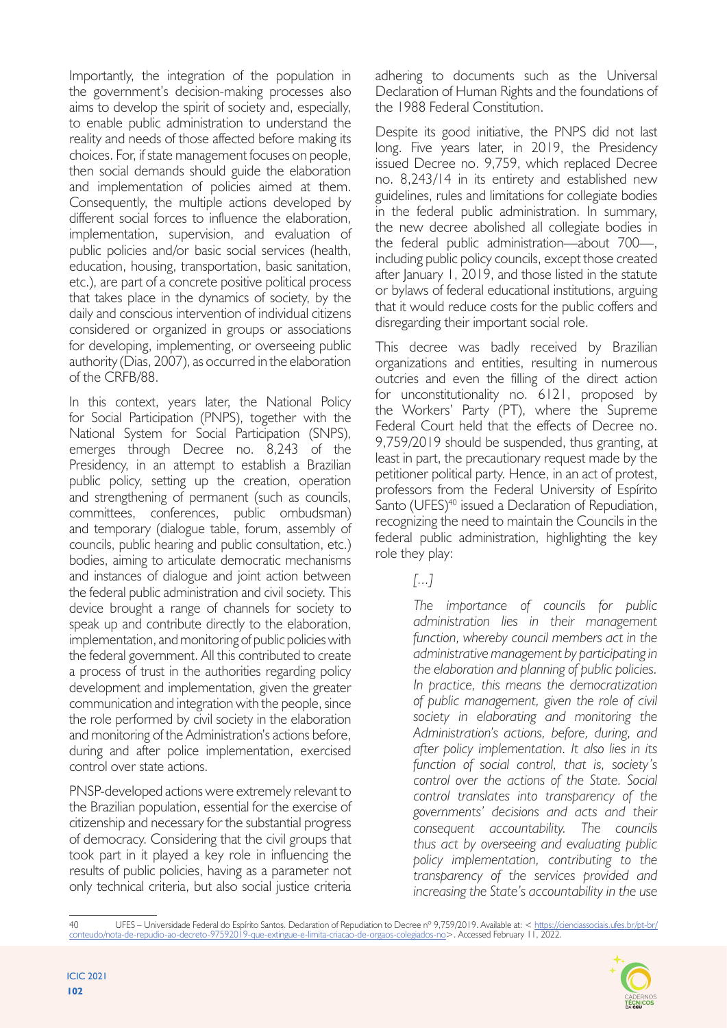Importantly, the integration of the population in the government's decision-making processes also aims to develop the spirit of society and, especially, to enable public administration to understand the reality and needs of those affected before making its choices. For, if state management focuses on people, then social demands should guide the elaboration and implementation of policies aimed at them. Consequently, the multiple actions developed by different social forces to influence the elaboration, implementation, supervision, and evaluation of public policies and/or basic social services (health, education, housing, transportation, basic sanitation, etc.), are part of a concrete positive political process that takes place in the dynamics of society, by the daily and conscious intervention of individual citizens considered or organized in groups or associations for developing, implementing, or overseeing public authority (Dias, 2007), as occurred in the elaboration of the CRFB/88.

In this context, years later, the National Policy for Social Participation (PNPS), together with the National System for Social Participation (SNPS), emerges through Decree no. 8,243 of the Presidency, in an attempt to establish a Brazilian public policy, setting up the creation, operation and strengthening of permanent (such as councils, committees, conferences, public ombudsman) and temporary (dialogue table, forum, assembly of councils, public hearing and public consultation, etc.) bodies, aiming to articulate democratic mechanisms and instances of dialogue and joint action between the federal public administration and civil society. This device brought a range of channels for society to speak up and contribute directly to the elaboration, implementation, and monitoring of public policies with the federal government. All this contributed to create a process of trust in the authorities regarding policy development and implementation, given the greater communication and integration with the people, since the role performed by civil society in the elaboration and monitoring of the Administration's actions before, during and after police implementation, exercised control over state actions.

PNSP-developed actions were extremely relevant to the Brazilian population, essential for the exercise of citizenship and necessary for the substantial progress of democracy. Considering that the civil groups that took part in it played a key role in influencing the results of public policies, having as a parameter not only technical criteria, but also social justice criteria adhering to documents such as the Universal Declaration of Human Rights and the foundations of the 1988 Federal Constitution.

Despite its good initiative, the PNPS did not last long. Five years later, in 2019, the Presidency issued Decree no. 9,759, which replaced Decree no. 8,243/14 in its entirety and established new guidelines, rules and limitations for collegiate bodies in the federal public administration. In summary, the new decree abolished all collegiate bodies in the federal public administration—about 700—, including public policy councils, except those created after January 1, 2019, and those listed in the statute or bylaws of federal educational institutions, arguing that it would reduce costs for the public coffers and disregarding their important social role.

This decree was badly received by Brazilian organizations and entities, resulting in numerous outcries and even the filling of the direct action for unconstitutionality no. 6121, proposed by the Workers' Party (PT), where the Supreme Federal Court held that the effects of Decree no. 9,759/2019 should be suspended, thus granting, at least in part, the precautionary request made by the petitioner political party. Hence, in an act of protest, professors from the Federal University of Espírito Santo (UFES)[40] issued a Declaration of Repudiation, recognizing the need to maintain the Councils in the federal public administration, highlighting the key role they play:

> *[...]*
>
> *The importance of councils for public administration lies in their management function, whereby council members act in the administrative management by participating in the elaboration and planning of public policies. In practice, this means the democratization of public management, given the role of civil society in elaborating and monitoring the Administration's actions, before, during, and after policy implementation. It also lies in its function of social control, that is, society's control over the actions of the State. Social control translates into transparency of the governments' decisions and acts and their consequent accountability. The councils thus act by overseeing and evaluating public policy implementation, contributing to the transparency of the services provided and increasing the State's accountability in the use*

---

40 UFES – Universidade Federal do Espírito Santos. Declaration of Repudiation to Decree nº 9,759/2019. Available at: < https://cienciassociais.ufes.br/pt-br/conteudo/nota-de-repudio-ao-decreto-97592019-que-extingue-e-limita-criacao-de-orgaos-colegiados-no>. Accessed February 11, 2022.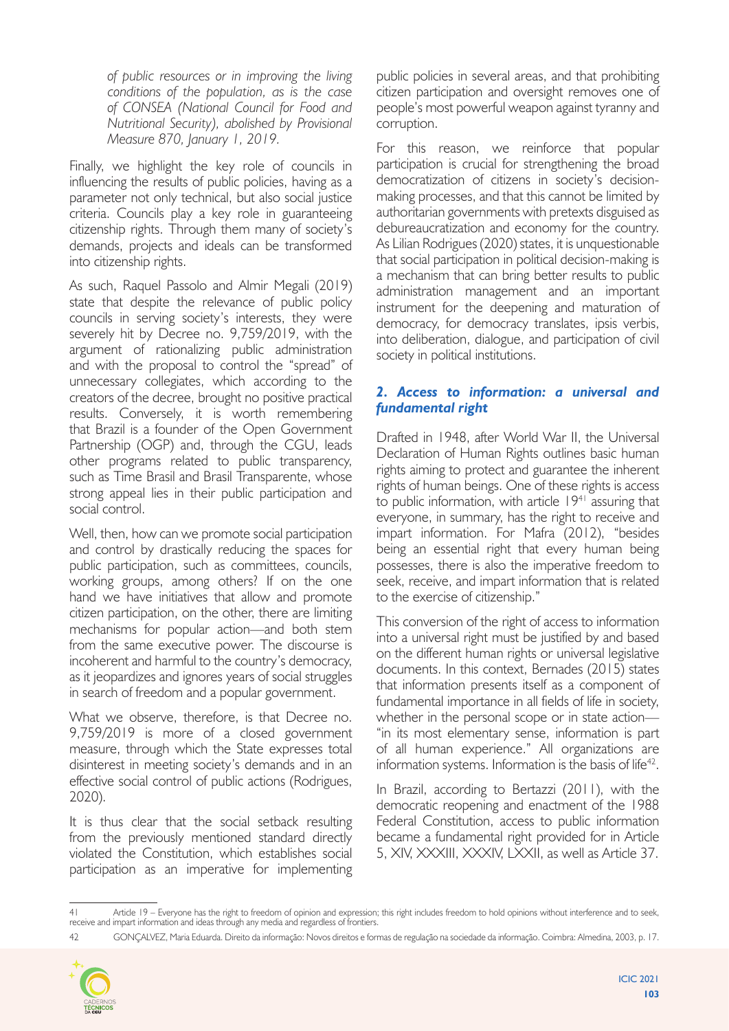*of public resources or in improving the living conditions of the population, as is the case of CONSEA (National Council for Food and Nutritional Security), abolished by Provisional Measure 870, January 1, 2019.*

Finally, we highlight the key role of councils in influencing the results of public policies, having as a parameter not only technical, but also social justice criteria. Councils play a key role in guaranteeing citizenship rights. Through them many of society's demands, projects and ideals can be transformed into citizenship rights.

As such, Raquel Passolo and Almir Megali (2019) state that despite the relevance of public policy councils in serving society's interests, they were severely hit by Decree no. 9,759/2019, with the argument of rationalizing public administration and with the proposal to control the "spread" of unnecessary collegiates, which according to the creators of the decree, brought no positive practical results. Conversely, it is worth remembering that Brazil is a founder of the Open Government Partnership (OGP) and, through the CGU, leads other programs related to public transparency, such as Time Brasil and Brasil Transparente, whose strong appeal lies in their public participation and social control.

Well, then, how can we promote social participation and control by drastically reducing the spaces for public participation, such as committees, councils, working groups, among others? If on the one hand we have initiatives that allow and promote citizen participation, on the other, there are limiting mechanisms for popular action—and both stem from the same executive power. The discourse is incoherent and harmful to the country's democracy, as it jeopardizes and ignores years of social struggles in search of freedom and a popular government.

What we observe, therefore, is that Decree no. 9,759/2019 is more of a closed government measure, through which the State expresses total disinterest in meeting society's demands and in an effective social control of public actions (Rodrigues, 2020).

It is thus clear that the social setback resulting from the previously mentioned standard directly violated the Constitution, which establishes social participation as an imperative for implementing public policies in several areas, and that prohibiting citizen participation and oversight removes one of people's most powerful weapon against tyranny and corruption.

For this reason, we reinforce that popular participation is crucial for strengthening the broad democratization of citizens in society's decision-making processes, and that this cannot be limited by authoritarian governments with pretexts disguised as debureaucratization and economy for the country. As Lilian Rodrigues (2020) states, it is unquestionable that social participation in political decision-making is a mechanism that can bring better results to public administration management and an important instrument for the deepening and maturation of democracy, for democracy translates, ipsis verbis, into deliberation, dialogue, and participation of civil society in political institutions.

## *2. Access to information: a universal and fundamental right*

Drafted in 1948, after World War II, the Universal Declaration of Human Rights outlines basic human rights aiming to protect and guarantee the inherent rights of human beings. One of these rights is access to public information, with article 19[41] assuring that everyone, in summary, has the right to receive and impart information. For Mafra (2012), "besides being an essential right that every human being possesses, there is also the imperative freedom to seek, receive, and impart information that is related to the exercise of citizenship."

This conversion of the right of access to information into a universal right must be justified by and based on the different human rights or universal legislative documents. In this context, Bernades (2015) states that information presents itself as a component of fundamental importance in all fields of life in society, whether in the personal scope or in state action—"in its most elementary sense, information is part of all human experience." All organizations are information systems. Information is the basis of life[42].

In Brazil, according to Bertazzi (2011), with the democratic reopening and enactment of the 1988 Federal Constitution, access to public information became a fundamental right provided for in Article 5, XIV, XXXIII, XXXIV, LXXII, as well as Article 37.

---

41 Article 19 – Everyone has the right to freedom of opinion and expression; this right includes freedom to hold opinions without interference and to seek, receive and impart information and ideas through any media and regardless of frontiers.

42 GONÇALVEZ, Maria Eduarda. Direito da informação: Novos direitos e formas de regulação na sociedade da informação. Coimbra: Almedina, 2003, p. 17.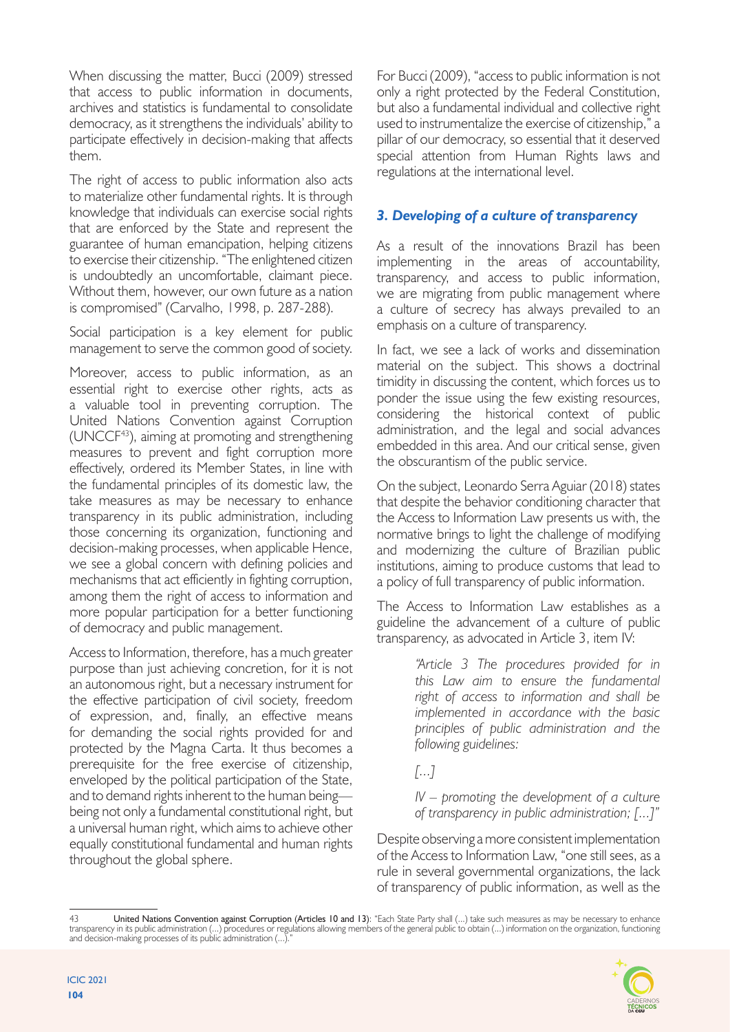When discussing the matter, Bucci (2009) stressed that access to public information in documents, archives and statistics is fundamental to consolidate democracy, as it strengthens the individuals' ability to participate effectively in decision-making that affects them.

The right of access to public information also acts to materialize other fundamental rights. It is through knowledge that individuals can exercise social rights that are enforced by the State and represent the guarantee of human emancipation, helping citizens to exercise their citizenship. "The enlightened citizen is undoubtedly an uncomfortable, claimant piece. Without them, however, our own future as a nation is compromised" (Carvalho, 1998, p. 287-288).

Social participation is a key element for public management to serve the common good of society.

Moreover, access to public information, as an essential right to exercise other rights, acts as a valuable tool in preventing corruption. The United Nations Convention against Corruption (UNCCF[43]), aiming at promoting and strengthening measures to prevent and fight corruption more effectively, ordered its Member States, in line with the fundamental principles of its domestic law, the take measures as may be necessary to enhance transparency in its public administration, including those concerning its organization, functioning and decision-making processes, when applicable Hence, we see a global concern with defining policies and mechanisms that act efficiently in fighting corruption, among them the right of access to information and more popular participation for a better functioning of democracy and public management.

Access to Information, therefore, has a much greater purpose than just achieving concretion, for it is not an autonomous right, but a necessary instrument for the effective participation of civil society, freedom of expression, and, finally, an effective means for demanding the social rights provided for and protected by the Magna Carta. It thus becomes a prerequisite for the free exercise of citizenship, enveloped by the political participation of the State, and to demand rights inherent to the human being—being not only a fundamental constitutional right, but a universal human right, which aims to achieve other equally constitutional fundamental and human rights throughout the global sphere.

For Bucci (2009), "access to public information is not only a right protected by the Federal Constitution, but also a fundamental individual and collective right used to instrumentalize the exercise of citizenship," a pillar of our democracy, so essential that it deserved special attention from Human Rights laws and regulations at the international level.

### *3. Developing of a culture of transparency*

As a result of the innovations Brazil has been implementing in the areas of accountability, transparency, and access to public information, we are migrating from public management where a culture of secrecy has always prevailed to an emphasis on a culture of transparency.

In fact, we see a lack of works and dissemination material on the subject. This shows a doctrinal timidity in discussing the content, which forces us to ponder the issue using the few existing resources, considering the historical context of public administration, and the legal and social advances embedded in this area. And our critical sense, given the obscurantism of the public service.

On the subject, Leonardo Serra Aguiar (2018) states that despite the behavior conditioning character that the Access to Information Law presents us with, the normative brings to light the challenge of modifying and modernizing the culture of Brazilian public institutions, aiming to produce customs that lead to a policy of full transparency of public information.

The Access to Information Law establishes as a guideline the advancement of a culture of public transparency, as advocated in Article 3, item IV:

> *"Article 3 The procedures provided for in this Law aim to ensure the fundamental right of access to information and shall be implemented in accordance with the basic principles of public administration and the following guidelines:*
>
> *[...]*
>
> *IV – promoting the development of a culture of transparency in public administration; [...]"*

Despite observing a more consistent implementation of the Access to Information Law, "one still sees, as a rule in several governmental organizations, the lack of transparency of public information, as well as the

---

43 **United Nations Convention against Corruption (Articles 10 and 13)**: "Each State Party shall (...) take such measures as may be necessary to enhance transparency in its public administration (...) procedures or regulations allowing members of the general public to obtain (...) information on the organization, functioning and decision-making processes of its public administration (...)."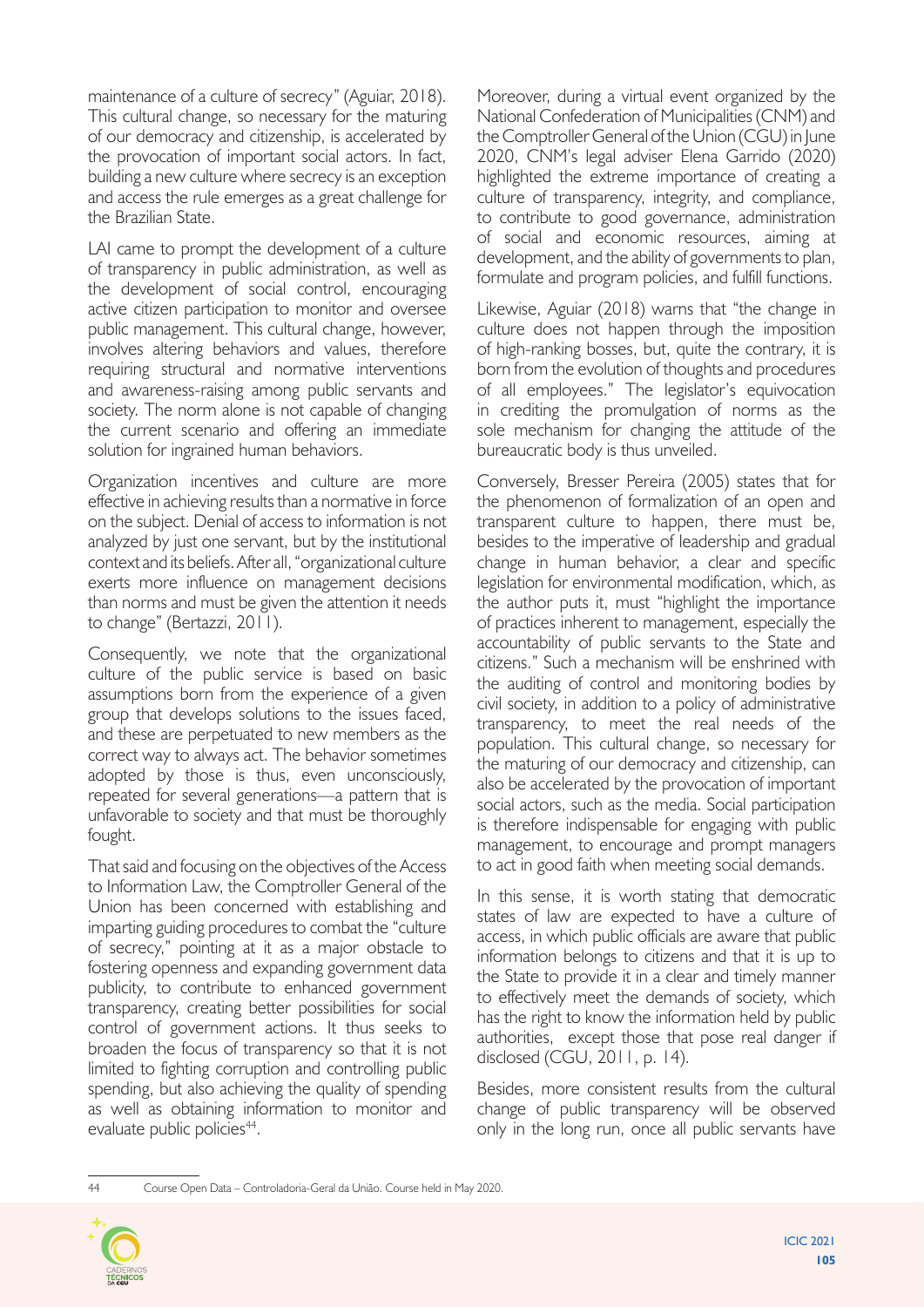maintenance of a culture of secrecy" (Aguiar, 2018). This cultural change, so necessary for the maturing of our democracy and citizenship, is accelerated by the provocation of important social actors. In fact, building a new culture where secrecy is an exception and access the rule emerges as a great challenge for the Brazilian State.

LAI came to prompt the development of a culture of transparency in public administration, as well as the development of social control, encouraging active citizen participation to monitor and oversee public management. This cultural change, however, involves altering behaviors and values, therefore requiring structural and normative interventions and awareness-raising among public servants and society. The norm alone is not capable of changing the current scenario and offering an immediate solution for ingrained human behaviors.

Organization incentives and culture are more effective in achieving results than a normative in force on the subject. Denial of access to information is not analyzed by just one servant, but by the institutional context and its beliefs. After all, "organizational culture exerts more influence on management decisions than norms and must be given the attention it needs to change" (Bertazzi, 2011).

Consequently, we note that the organizational culture of the public service is based on basic assumptions born from the experience of a given group that develops solutions to the issues faced, and these are perpetuated to new members as the correct way to always act. The behavior sometimes adopted by those is thus, even unconsciously, repeated for several generations—a pattern that is unfavorable to society and that must be thoroughly fought.

That said and focusing on the objectives of the Access to Information Law, the Comptroller General of the Union has been concerned with establishing and imparting guiding procedures to combat the "culture of secrecy," pointing at it as a major obstacle to fostering openness and expanding government data publicity, to contribute to enhanced government transparency, creating better possibilities for social control of government actions. It thus seeks to broaden the focus of transparency so that it is not limited to fighting corruption and controlling public spending, but also achieving the quality of spending as well as obtaining information to monitor and evaluate public policies[44].

Moreover, during a virtual event organized by the National Confederation of Municipalities (CNM) and the Comptroller General of the Union (CGU) in June 2020, CNM's legal adviser Elena Garrido (2020) highlighted the extreme importance of creating a culture of transparency, integrity, and compliance, to contribute to good governance, administration of social and economic resources, aiming at development, and the ability of governments to plan, formulate and program policies, and fulfill functions.

Likewise, Aguiar (2018) warns that "the change in culture does not happen through the imposition of high-ranking bosses, but, quite the contrary, it is born from the evolution of thoughts and procedures of all employees." The legislator's equivocation in crediting the promulgation of norms as the sole mechanism for changing the attitude of the bureaucratic body is thus unveiled.

Conversely, Bresser Pereira (2005) states that for the phenomenon of formalization of an open and transparent culture to happen, there must be, besides to the imperative of leadership and gradual change in human behavior, a clear and specific legislation for environmental modification, which, as the author puts it, must "highlight the importance of practices inherent to management, especially the accountability of public servants to the State and citizens." Such a mechanism will be enshrined with the auditing of control and monitoring bodies by civil society, in addition to a policy of administrative transparency, to meet the real needs of the population. This cultural change, so necessary for the maturing of our democracy and citizenship, can also be accelerated by the provocation of important social actors, such as the media. Social participation is therefore indispensable for engaging with public management, to encourage and prompt managers to act in good faith when meeting social demands.

In this sense, it is worth stating that democratic states of law are expected to have a culture of access, in which public officials are aware that public information belongs to citizens and that it is up to the State to provide it in a clear and timely manner to effectively meet the demands of society, which has the right to know the information held by public authorities, except those that pose real danger if disclosed (CGU, 2011, p. 14).

Besides, more consistent results from the cultural change of public transparency will be observed only in the long run, once all public servants have

---

44 Course Open Data – Controladoria-Geral da União. Course held in May 2020.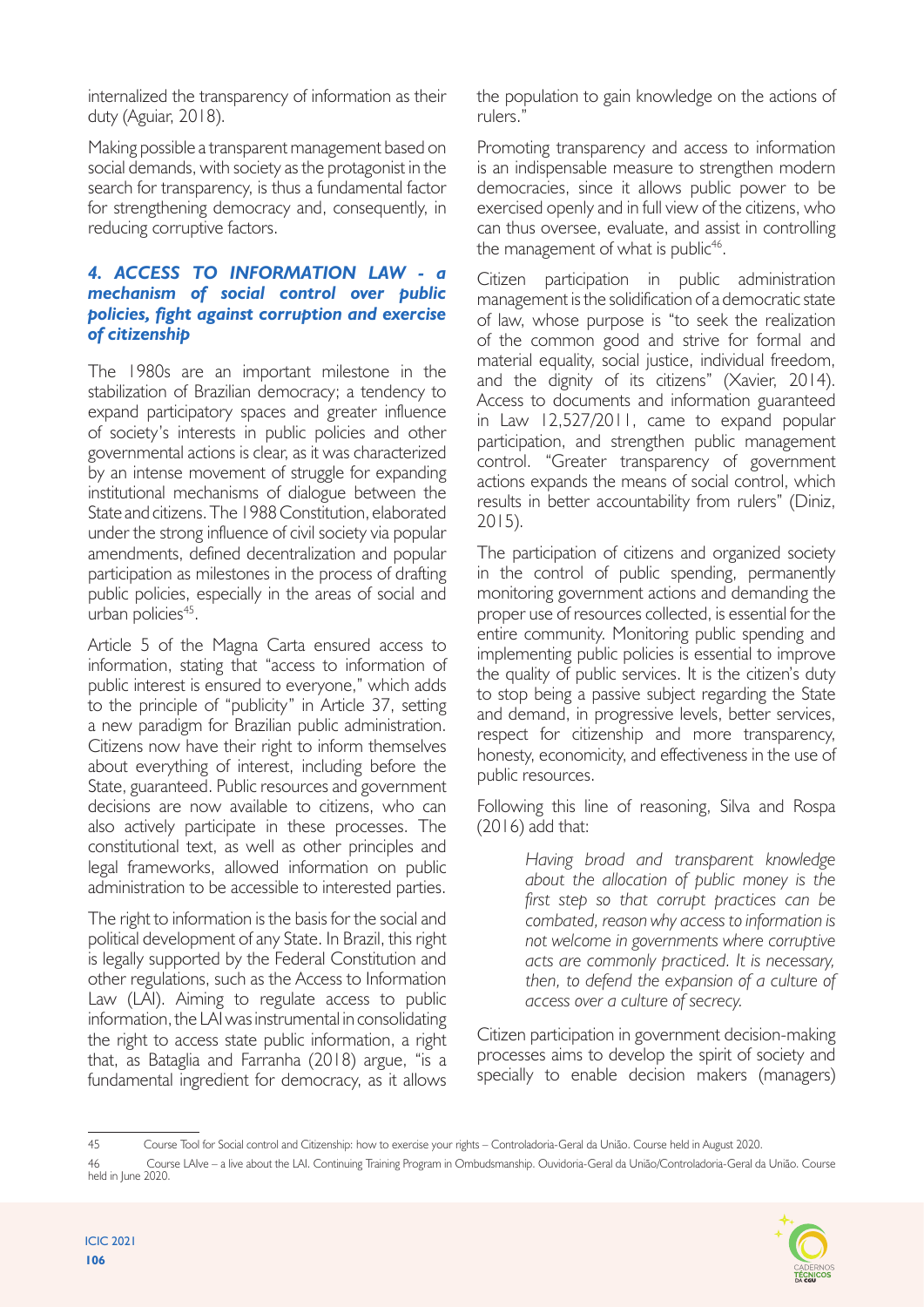internalized the transparency of information as their duty (Aguiar, 2018).

Making possible a transparent management based on social demands, with society as the protagonist in the search for transparency, is thus a fundamental factor for strengthening democracy and, consequently, in reducing corruptive factors.

### *4. ACCESS TO INFORMATION LAW - a mechanism of social control over public policies, fight against corruption and exercise of citizenship*

The 1980s are an important milestone in the stabilization of Brazilian democracy; a tendency to expand participatory spaces and greater influence of society's interests in public policies and other governmental actions is clear, as it was characterized by an intense movement of struggle for expanding institutional mechanisms of dialogue between the State and citizens. The 1988 Constitution, elaborated under the strong influence of civil society via popular amendments, defined decentralization and popular participation as milestones in the process of drafting public policies, especially in the areas of social and urban policies[45].

Article 5 of the Magna Carta ensured access to information, stating that "access to information of public interest is ensured to everyone," which adds to the principle of "publicity" in Article 37, setting a new paradigm for Brazilian public administration. Citizens now have their right to inform themselves about everything of interest, including before the State, guaranteed. Public resources and government decisions are now available to citizens, who can also actively participate in these processes. The constitutional text, as well as other principles and legal frameworks, allowed information on public administration to be accessible to interested parties.

The right to information is the basis for the social and political development of any State. In Brazil, this right is legally supported by the Federal Constitution and other regulations, such as the Access to Information Law (LAI). Aiming to regulate access to public information, the LAI was instrumental in consolidating the right to access state public information, a right that, as Bataglia and Farranha (2018) argue, "is a fundamental ingredient for democracy, as it allows the population to gain knowledge on the actions of rulers."

Promoting transparency and access to information is an indispensable measure to strengthen modern democracies, since it allows public power to be exercised openly and in full view of the citizens, who can thus oversee, evaluate, and assist in controlling the management of what is public[46].

Citizen participation in public administration management is the solidification of a democratic state of law, whose purpose is "to seek the realization of the common good and strive for formal and material equality, social justice, individual freedom, and the dignity of its citizens" (Xavier, 2014). Access to documents and information guaranteed in Law 12,527/2011, came to expand popular participation, and strengthen public management control. "Greater transparency of government actions expands the means of social control, which results in better accountability from rulers" (Diniz, 2015).

The participation of citizens and organized society in the control of public spending, permanently monitoring government actions and demanding the proper use of resources collected, is essential for the entire community. Monitoring public spending and implementing public policies is essential to improve the quality of public services. It is the citizen's duty to stop being a passive subject regarding the State and demand, in progressive levels, better services, respect for citizenship and more transparency, honesty, economicity, and effectiveness in the use of public resources.

Following this line of reasoning, Silva and Rospa (2016) add that:

> *Having broad and transparent knowledge about the allocation of public money is the first step so that corrupt practices can be combated, reason why access to information is not welcome in governments where corruptive acts are commonly practiced. It is necessary, then, to defend the expansion of a culture of access over a culture of secrecy.*

Citizen participation in government decision-making processes aims to develop the spirit of society and specially to enable decision makers (managers)

---

45 Course Tool for Social control and Citizenship: how to exercise your rights – Controladoria-Geral da União. Course held in August 2020.

46 Course LAIve – a live about the LAI. Continuing Training Program in Ombudsmanship. Ouvidoria-Geral da União/Controladoria-Geral da União. Course held in June 2020.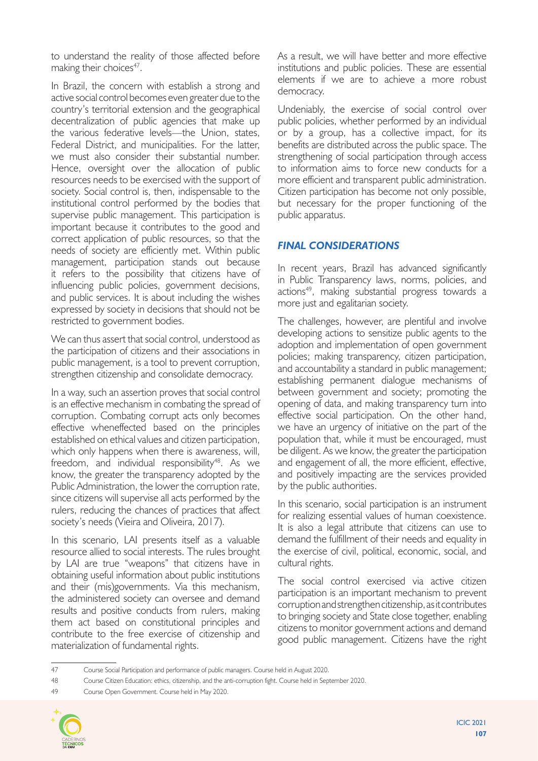to understand the reality of those affected before making their choices[47].

In Brazil, the concern with establish a strong and active social control becomes even greater due to the country's territorial extension and the geographical decentralization of public agencies that make up the various federative levels—the Union, states, Federal District, and municipalities. For the latter, we must also consider their substantial number. Hence, oversight over the allocation of public resources needs to be exercised with the support of society. Social control is, then, indispensable to the institutional control performed by the bodies that supervise public management. This participation is important because it contributes to the good and correct application of public resources, so that the needs of society are efficiently met. Within public management, participation stands out because it refers to the possibility that citizens have of influencing public policies, government decisions, and public services. It is about including the wishes expressed by society in decisions that should not be restricted to government bodies.

We can thus assert that social control, understood as the participation of citizens and their associations in public management, is a tool to prevent corruption, strengthen citizenship and consolidate democracy.

In a way, such an assertion proves that social control is an effective mechanism in combating the spread of corruption. Combating corrupt acts only becomes effective wheneffected based on the principles established on ethical values and citizen participation, which only happens when there is awareness, will, freedom, and individual responsibility[48]. As we know, the greater the transparency adopted by the Public Administration, the lower the corruption rate, since citizens will supervise all acts performed by the rulers, reducing the chances of practices that affect society's needs (Vieira and Oliveira, 2017).

In this scenario, LAI presents itself as a valuable resource allied to social interests. The rules brought by LAI are true "weapons" that citizens have in obtaining useful information about public institutions and their (mis)governments. Via this mechanism, the administered society can oversee and demand results and positive conducts from rulers, making them act based on constitutional principles and contribute to the free exercise of citizenship and materialization of fundamental rights.

As a result, we will have better and more effective institutions and public policies. These are essential elements if we are to achieve a more robust democracy.

Undeniably, the exercise of social control over public policies, whether performed by an individual or by a group, has a collective impact, for its benefits are distributed across the public space. The strengthening of social participation through access to information aims to force new conducts for a more efficient and transparent public administration. Citizen participation has become not only possible, but necessary for the proper functioning of the public apparatus.

## *FINAL CONSIDERATIONS*

In recent years, Brazil has advanced significantly in Public Transparency laws, norms, policies, and actions[49], making substantial progress towards a more just and egalitarian society.

The challenges, however, are plentiful and involve developing actions to sensitize public agents to the adoption and implementation of open government policies; making transparency, citizen participation, and accountability a standard in public management; establishing permanent dialogue mechanisms of between government and society; promoting the opening of data, and making transparency turn into effective social participation. On the other hand, we have an urgency of initiative on the part of the population that, while it must be encouraged, must be diligent. As we know, the greater the participation and engagement of all, the more efficient, effective, and positively impacting are the services provided by the public authorities.

In this scenario, social participation is an instrument for realizing essential values of human coexistence. It is also a legal attribute that citizens can use to demand the fulfillment of their needs and equality in the exercise of civil, political, economic, social, and cultural rights.

The social control exercised via active citizen participation is an important mechanism to prevent corruption and strengthen citizenship, as it contributes to bringing society and State close together, enabling citizens to monitor government actions and demand good public management. Citizens have the right

---

47 Course Social Participation and performance of public managers. Course held in August 2020.

48 Course Citizen Education: ethics, citizenship, and the anti-corruption fight. Course held in September 2020.

49 Course Open Government. Course held in May 2020.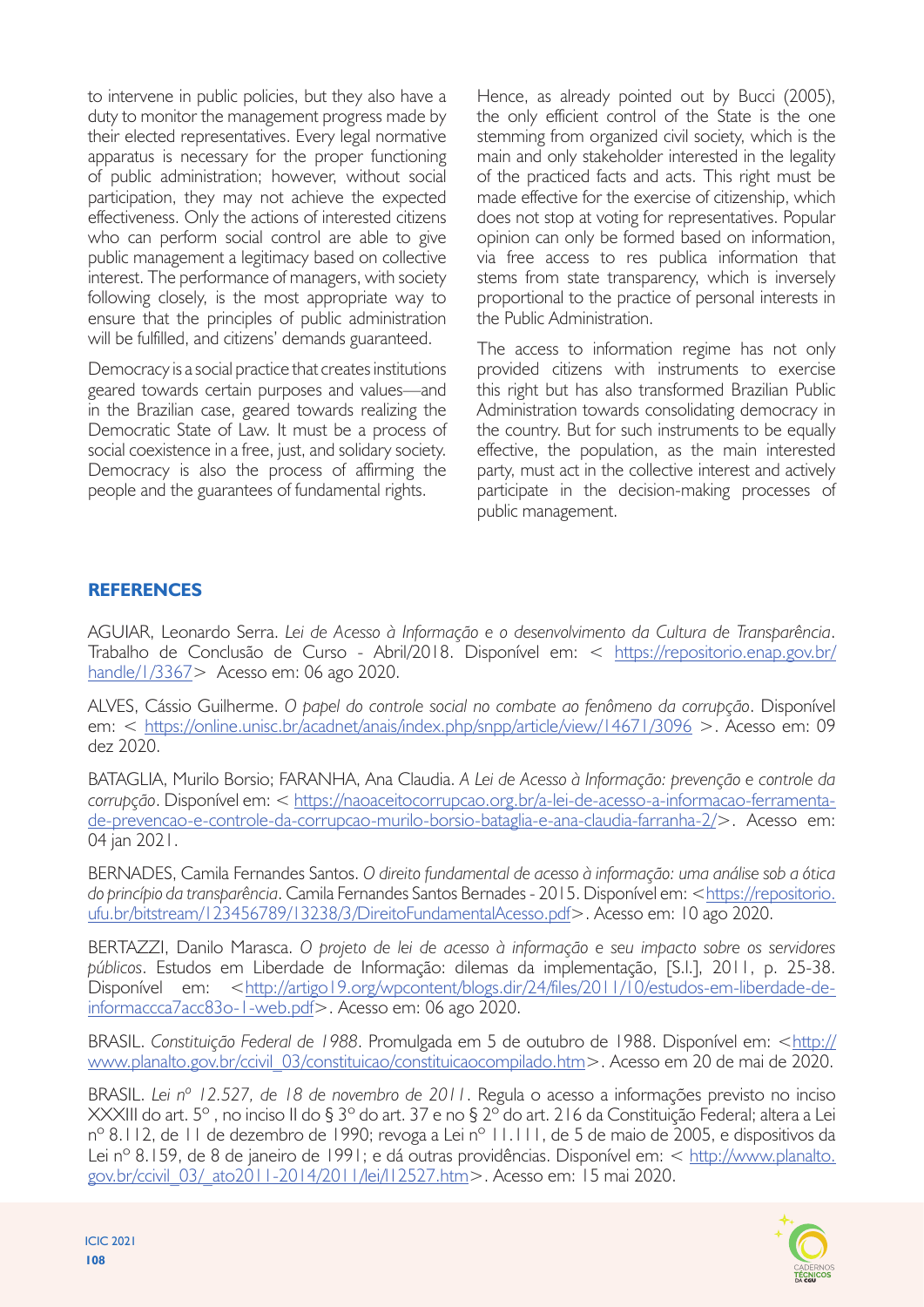to intervene in public policies, but they also have a duty to monitor the management progress made by their elected representatives. Every legal normative apparatus is necessary for the proper functioning of public administration; however, without social participation, they may not achieve the expected effectiveness. Only the actions of interested citizens who can perform social control are able to give public management a legitimacy based on collective interest. The performance of managers, with society following closely, is the most appropriate way to ensure that the principles of public administration will be fulfilled, and citizens' demands guaranteed.

Democracy is a social practice that creates institutions geared towards certain purposes and values—and in the Brazilian case, geared towards realizing the Democratic State of Law. It must be a process of social coexistence in a free, just, and solidary society. Democracy is also the process of affirming the people and the guarantees of fundamental rights.

Hence, as already pointed out by Bucci (2005), the only efficient control of the State is the one stemming from organized civil society, which is the main and only stakeholder interested in the legality of the practiced facts and acts. This right must be made effective for the exercise of citizenship, which does not stop at voting for representatives. Popular opinion can only be formed based on information, via free access to res publica information that stems from state transparency, which is inversely proportional to the practice of personal interests in the Public Administration.

The access to information regime has not only provided citizens with instruments to exercise this right but has also transformed Brazilian Public Administration towards consolidating democracy in the country. But for such instruments to be equally effective, the population, as the main interested party, must act in the collective interest and actively participate in the decision-making processes of public management.

## REFERENCES

AGUIAR, Leonardo Serra. *Lei de Acesso à Informação e o desenvolvimento da Cultura de Transparência*. Trabalho de Conclusão de Curso - Abril/2018. Disponível em: < https://repositorio.enap.gov.br/handle/1/3367> Acesso em: 06 ago 2020.

ALVES, Cássio Guilherme. *O papel do controle social no combate ao fenômeno da corrupção*. Disponível em: < https://online.unisc.br/acadnet/anais/index.php/snpp/article/view/14671/3096 >. Acesso em: 09 dez 2020.

BATAGLIA, Murilo Borsio; FARANHA, Ana Claudia. *A Lei de Acesso à Informação: prevenção e controle da corrupção*. Disponível em: < https://naoaceitocorrupcao.org.br/a-lei-de-acesso-a-informacao-ferramenta-de-prevencao-e-controle-da-corrupcao-murilo-borsio-bataglia-e-ana-claudia-farranha-2/>. Acesso em: 04 jan 2021.

BERNADES, Camila Fernandes Santos. *O direito fundamental de acesso à informação: uma análise sob a ótica do princípio da transparência*. Camila Fernandes Santos Bernades - 2015. Disponível em: <https://repositorio.ufu.br/bitstream/123456789/13238/3/DireitoFundamentalAcesso.pdf>. Acesso em: 10 ago 2020.

BERTAZZI, Danilo Marasca. *O projeto de lei de acesso à informação e seu impacto sobre os servidores públicos*. Estudos em Liberdade de Informação: dilemas da implementação, [S.l.], 2011, p. 25-38. Disponível em: <http://artigo19.org/wpcontent/blogs.dir/24/files/2011/10/estudos-em-liberdade-de-informaccca7acc83o-1-web.pdf>. Acesso em: 06 ago 2020.

BRASIL. *Constituição Federal de 1988*. Promulgada em 5 de outubro de 1988. Disponível em: <http://www.planalto.gov.br/ccivil_03/constituicao/constituicaocompilado.htm>. Acesso em 20 de mai de 2020.

BRASIL. *Lei nº 12.527, de 18 de novembro de 2011*. Regula o acesso a informações previsto no inciso XXXIII do art. 5º , no inciso II do § 3º do art. 37 e no § 2º do art. 216 da Constituição Federal; altera a Lei nº 8.112, de 11 de dezembro de 1990; revoga a Lei nº 11.111, de 5 de maio de 2005, e dispositivos da Lei nº 8.159, de 8 de janeiro de 1991; e dá outras providências. Disponível em: < http://www.planalto.gov.br/ccivil_03/_ato2011-2014/2011/lei/l12527.htm>. Acesso em: 15 mai 2020.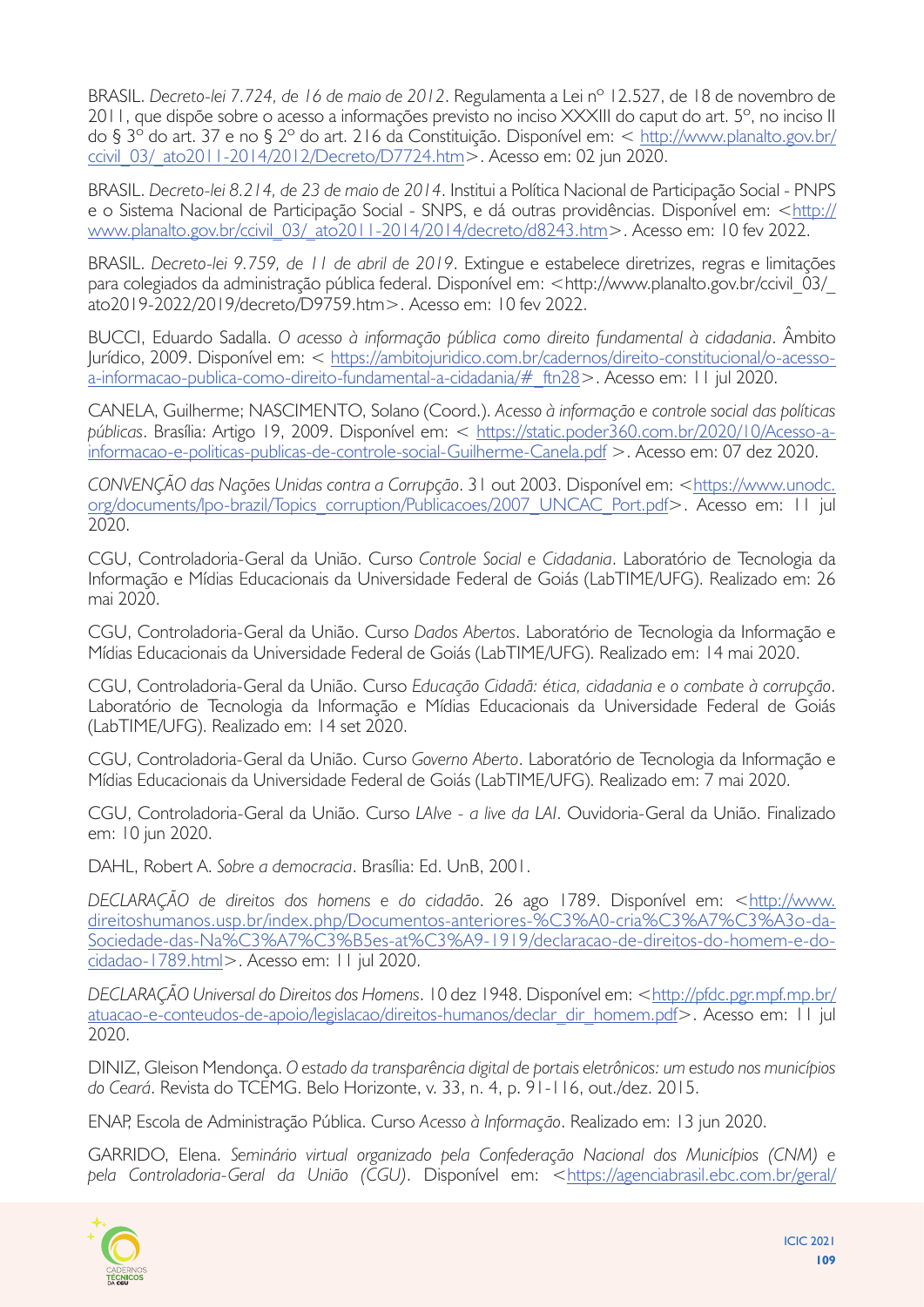BRASIL. *Decreto-lei 7.724, de 16 de maio de 2012*. Regulamenta a Lei nº 12.527, de 18 de novembro de 2011, que dispõe sobre o acesso a informações previsto no inciso XXXIII do caput do art. 5º, no inciso II do § 3º do art. 37 e no § 2º do art. 216 da Constituição. Disponível em: < http://www.planalto.gov.br/ccivil_03/_ato2011-2014/2012/Decreto/D7724.htm>. Acesso em: 02 jun 2020.

BRASIL. *Decreto-lei 8.214, de 23 de maio de 2014*. Institui a Política Nacional de Participação Social - PNPS e o Sistema Nacional de Participação Social - SNPS, e dá outras providências. Disponível em: <http://www.planalto.gov.br/ccivil_03/_ato2011-2014/2014/decreto/d8243.htm>. Acesso em: 10 fev 2022.

BRASIL. *Decreto-lei 9.759, de 11 de abril de 2019*. Extingue e estabelece diretrizes, regras e limitações para colegiados da administração pública federal. Disponível em: <http://www.planalto.gov.br/ccivil_03/_ato2019-2022/2019/decreto/D9759.htm>. Acesso em: 10 fev 2022.

BUCCI, Eduardo Sadalla. *O acesso à informação pública como direito fundamental à cidadania*. Âmbito Jurídico, 2009. Disponível em: < https://ambitojuridico.com.br/cadernos/direito-constitucional/o-acesso-a-informacao-publica-como-direito-fundamental-a-cidadania/#_ftn28>. Acesso em: 11 jul 2020.

CANELA, Guilherme; NASCIMENTO, Solano (Coord.). *Acesso à informação e controle social das políticas públicas*. Brasília: Artigo 19, 2009. Disponível em: < https://static.poder360.com.br/2020/10/Acesso-a-informacao-e-politicas-publicas-de-controle-social-Guilherme-Canela.pdf >. Acesso em: 07 dez 2020.

*CONVENÇÃO das Nações Unidas contra a Corrupção*. 31 out 2003. Disponível em: <https://www.unodc.org/documents/lpo-brazil/Topics_corruption/Publicacoes/2007_UNCAC_Port.pdf>. Acesso em: 11 jul 2020.

CGU, Controladoria-Geral da União. Curso *Controle Social e Cidadania*. Laboratório de Tecnologia da Informação e Mídias Educacionais da Universidade Federal de Goiás (LabTIME/UFG). Realizado em: 26 mai 2020.

CGU, Controladoria-Geral da União. Curso *Dados Abertos*. Laboratório de Tecnologia da Informação e Mídias Educacionais da Universidade Federal de Goiás (LabTIME/UFG). Realizado em: 14 mai 2020.

CGU, Controladoria-Geral da União. Curso *Educação Cidadã: ética, cidadania e o combate à corrupção*. Laboratório de Tecnologia da Informação e Mídias Educacionais da Universidade Federal de Goiás (LabTIME/UFG). Realizado em: 14 set 2020.

CGU, Controladoria-Geral da União. Curso *Governo Aberto*. Laboratório de Tecnologia da Informação e Mídias Educacionais da Universidade Federal de Goiás (LabTIME/UFG). Realizado em: 7 mai 2020.

CGU, Controladoria-Geral da União. Curso *LAIve - a live da LAI*. Ouvidoria-Geral da União. Finalizado em: 10 jun 2020.

DAHL, Robert A. *Sobre a democracia*. Brasília: Ed. UnB, 2001.

*DECLARAÇÃO de direitos dos homens e do cidadão*. 26 ago 1789. Disponível em: <http://www.direitoshumanos.usp.br/index.php/Documentos-anteriores-%C3%A0-cria%C3%A7%C3%A3o-da-Sociedade-das-Na%C3%A7%C3%B5es-at%C3%A9-1919/declaracao-de-direitos-do-homem-e-do-cidadao-1789.html>. Acesso em: 11 jul 2020.

*DECLARAÇÃO Universal do Direitos dos Homens*. 10 dez 1948. Disponível em: <http://pfdc.pgr.mpf.mp.br/atuacao-e-conteudos-de-apoio/legislacao/direitos-humanos/declar_dir_homem.pdf>. Acesso em: 11 jul 2020.

DINIZ, Gleison Mendonça. *O estado da transparência digital de portais eletrônicos: um estudo nos municípios do Ceará*. Revista do TCEMG. Belo Horizonte, v. 33, n. 4, p. 91-116, out./dez. 2015.

ENAP, Escola de Administração Pública. Curso *Acesso à Informação*. Realizado em: 13 jun 2020.

GARRIDO, Elena. *Seminário virtual organizado pela Confederação Nacional dos Municípios (CNM) e pela Controladoria-Geral da União (CGU)*. Disponível em: <https://agenciabrasil.ebc.com.br/geral/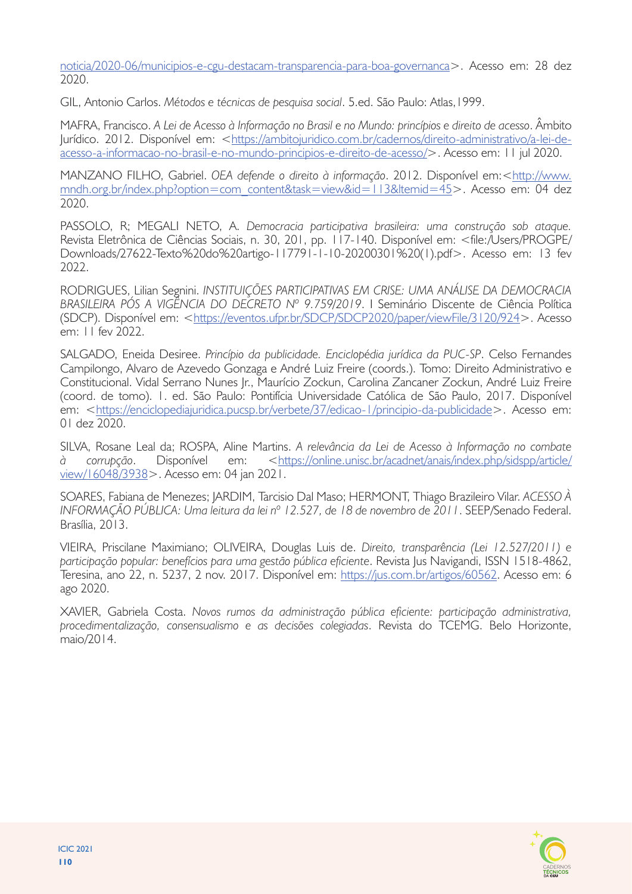noticia/2020-06/municipios-e-cgu-destacam-transparencia-para-boa-governanca>. Acesso em: 28 dez 2020.

GIL, Antonio Carlos. *Métodos e técnicas de pesquisa social*. 5.ed. São Paulo: Atlas,1999.

MAFRA, Francisco. *A Lei de Acesso à Informação no Brasil e no Mundo: princípios e direito de acesso*. Âmbito Jurídico. 2012. Disponível em: <https://ambitojuridico.com.br/cadernos/direito-administrativo/a-lei-de-acesso-a-informacao-no-brasil-e-no-mundo-principios-e-direito-de-acesso/>. Acesso em: 11 jul 2020.

MANZANO FILHO, Gabriel. *OEA defende o direito à informação*. 2012. Disponível em:<http://www.mndh.org.br/index.php?option=com_content&task=view&id=113&Itemid=45>. Acesso em: 04 dez 2020.

PASSOLO, R; MEGALI NETO, A. *Democracia participativa brasileira: uma construção sob ataque*. Revista Eletrônica de Ciências Sociais, n. 30, 201, pp. 117-140. Disponível em: <file:/Users/PROGPE/Downloads/27622-Texto%20do%20artigo-117791-1-10-20200301%20(1).pdf>. Acesso em: 13 fev 2022.

RODRIGUES, Lilian Segnini. *INSTITUIÇÕES PARTICIPATIVAS EM CRISE: UMA ANÁLISE DA DEMOCRACIA BRASILEIRA PÓS A VIGÊNCIA DO DECRETO Nº 9.759/2019*. I Seminário Discente de Ciência Política (SDCP). Disponível em: <https://eventos.ufpr.br/SDCP/SDCP2020/paper/viewFile/3120/924>. Acesso em: 11 fev 2022.

SALGADO, Eneida Desiree. *Princípio da publicidade. Enciclopédia jurídica da PUC-SP*. Celso Fernandes Campilongo, Alvaro de Azevedo Gonzaga e André Luiz Freire (coords.). Tomo: Direito Administrativo e Constitucional. Vidal Serrano Nunes Jr., Maurício Zockun, Carolina Zancaner Zockun, André Luiz Freire (coord. de tomo). 1. ed. São Paulo: Pontifícia Universidade Católica de São Paulo, 2017. Disponível em: <https://enciclopediajuridica.pucsp.br/verbete/37/edicao-1/principio-da-publicidade>. Acesso em: 01 dez 2020.

SILVA, Rosane Leal da; ROSPA, Aline Martins. *A relevância da Lei de Acesso à Informação no combate à corrupção*. Disponível em: <https://online.unisc.br/acadnet/anais/index.php/sidspp/article/view/16048/3938>. Acesso em: 04 jan 2021.

SOARES, Fabiana de Menezes; JARDIM, Tarcisio Dal Maso; HERMONT, Thiago Brazileiro Vilar. *ACESSO À INFORMAÇÃO PÚBLICA: Uma leitura da lei nº 12.527, de 18 de novembro de 2011*. SEEP/Senado Federal. Brasília, 2013.

VIEIRA, Priscilane Maximiano; OLIVEIRA, Douglas Luis de. *Direito, transparência (Lei 12.527/2011) e participação popular: benefícios para uma gestão pública eficiente*. Revista Jus Navigandi, ISSN 1518-4862, Teresina, ano 22, n. 5237, 2 nov. 2017. Disponível em: https://jus.com.br/artigos/60562. Acesso em: 6 ago 2020.

XAVIER, Gabriela Costa. *Novos rumos da administração pública eficiente: participação administrativa, procedimentalização, consensualismo e as decisões colegiadas*. Revista do TCEMG. Belo Horizonte, maio/2014.